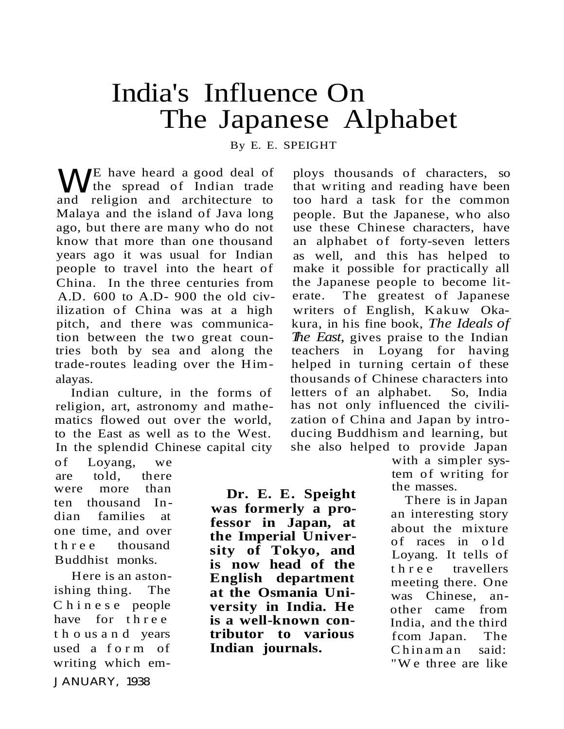# India's Influence On The Japanese Alphabet

By E. E. SPEIGHT

WE have heard a good deal of the spread of Indian trade and religion and architecture to Malaya and the island of Java long ago, but there are many who do not know that more than one thousand years ago it was usual for Indian people to travel into the heart of China. In the three centuries from A.D. 600 to A.D- 900 the old civilization of China was at a high pitch, and there was communication between the two great countries both by sea and along the trade-routes leading over the Himalayas.

Indian culture, in the forms of religion, art, astronomy and mathematics flowed out over the world, to the East as well as to the West. In the splendid Chinese capital city of Loyang, we are told, there were more than ten thousand Indian families at one time, and over three thousand Buddhist monks.

Here is an astonishing thing. The Chinese people have for three thousand years used a form of writing which employs thousands of characters, so that writing and reading have been too hard a task for the common people. But the Japanese, who also use these Chinese characters, have an alphabet of forty-seven letters as well, and this has helped to make it possible for practically all the Japanese people to become literate. The greatest of Japanese writers of English, Kakuw Okakura, in his fine book, *The Ideals of The East,* gives praise to the Indian teachers in Loyang for having helped in turning certain of these thousands of Chinese characters into letters of an alphabet. So, India has not only influenced the civilization of China and Japan by introducing Buddhism and learning, but she also helped to provide Japan with a simpler system of writing for the masses.

**Dr. E. E. Speight was formerly a professor in Japan, at the Imperial University of Tokyo, and is now head of the English department at the Osmania University in India. He is a well-known contributor to various Indian journals.**

There is in Japan an interesting story about the mixture of races in old Loyang. It tells of three travellers meeting there. One was Chinese, another came from India, and the third fcom Japan. The Chinaman said: "We three are like

JANUARY, 1938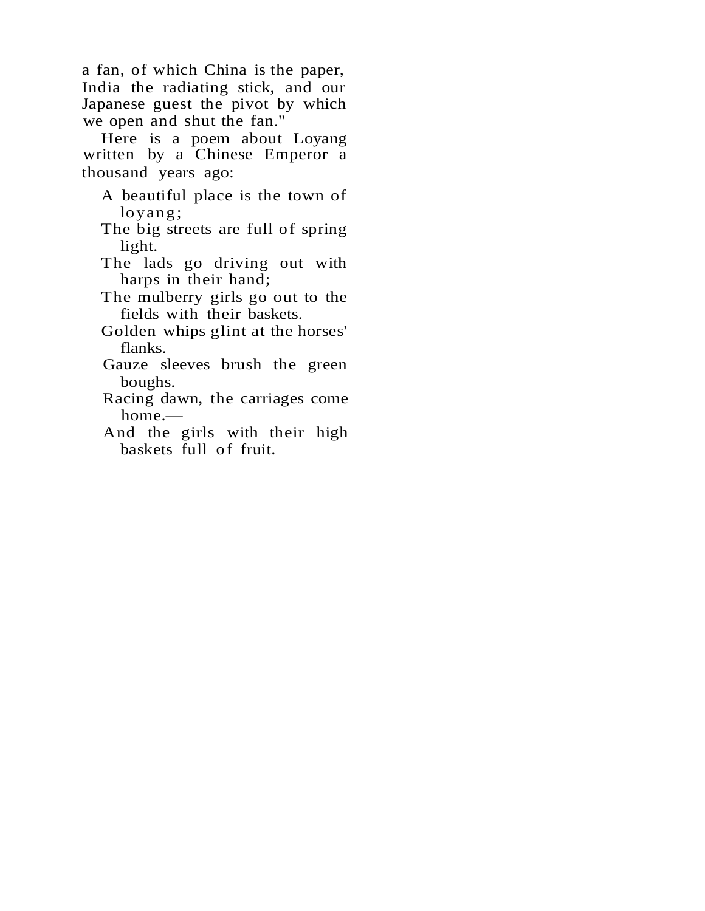a fan, of which China is the paper, India the radiating stick, and our Japanese guest the pivot by which we open and shut the fan."

Here is a poem about Loyang written by a Chinese Emperor a thousand years ago:

> A beautiful place is the town of loyang;
> The big streets are full of spring light.
> The lads go driving out with harps in their hand;
> The mulberry girls go out to the fields with their baskets.
> Golden whips glint at the horses' flanks.
> Gauze sleeves brush the green boughs.
> Racing dawn, the carriages come home.—
> And the girls with their high baskets full of fruit.